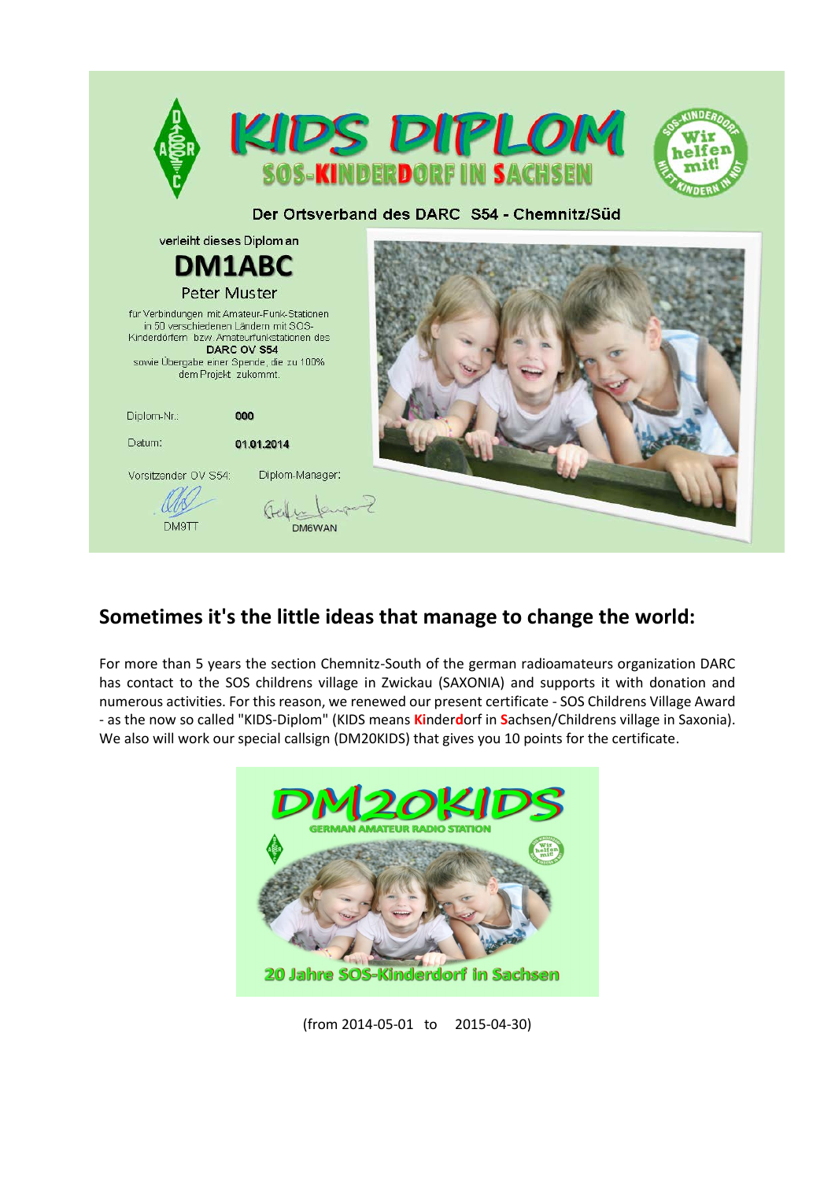# KIDS DIPLOM

## SOS-KINDERDORF IN SACHSEN

Der Ortsverband des DARC S54 - Chemnitz/Süd

verleiht dieses Diplom an

**DM1ABC**

Peter Muster

für Verbindungen mit Amateur-Funk-Stationen in 50 verschiedenen Ländern mit SOS-Kinderdörfern bzw. Amateurfunkstationen des **DARC OV S54** sowie Übergabe einer Spende, die zu 100% dem Projekt zukommt.

Diplom-Nr.: **000**

Datum: **01.01.2014**

Vorsitzender OV S54: DM9TT

Diplom-Manager: DM6WAN

## Sometimes it's the little ideas that manage to change the world:

For more than 5 years the section Chemnitz-South of the german radioamateurs organization DARC has contact to the SOS childrens village in Zwickau (SAXONIA) and supports it with donation and numerous activities. For this reason, we renewed our present certificate - SOS Childrens Village Award - as the now so called "KIDS-Diplom" (KIDS means **Ki**nder**d**orf in **S**achsen/Childrens village in Saxonia). We also will work our special callsign (DM20KIDS) that gives you 10 points for the certificate.

**DM20KIDS**

GERMAN AMATEUR RADIO STATION

20 Jahre SOS-Kinderdorf in Sachsen

(from 2014-05-01 to 2015-04-30)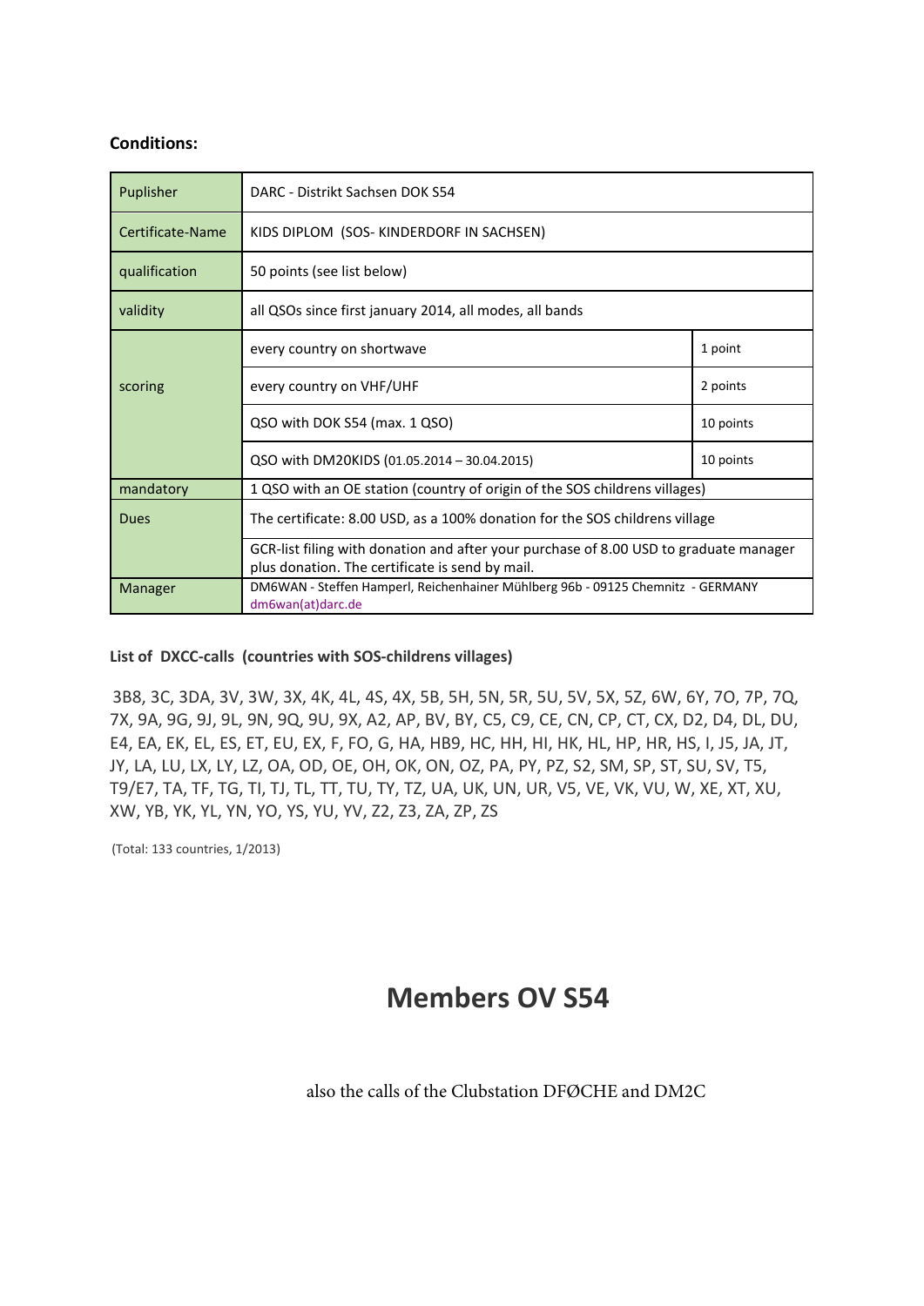**Conditions:**

| | | |
|---|---|---|
| Puplisher | DARC - Distrikt Sachsen DOK S54 | |
| Certificate-Name | KIDS DIPLOM (SOS- KINDERDORF IN SACHSEN) | |
| qualification | 50 points (see list below) | |
| validity | all QSOs since first january 2014, all modes, all bands | |
| scoring | every country on shortwave | 1 point |
| | every country on VHF/UHF | 2 points |
| | QSO with DOK S54 (max. 1 QSO) | 10 points |
| | QSO with DM20KIDS (01.05.2014 – 30.04.2015) | 10 points |
| mandatory | 1 QSO with an OE station (country of origin of the SOS childrens villages) | |
| Dues | The certificate: 8.00 USD, as a 100% donation for the SOS childrens village | |
| | GCR-list filing with donation and after your purchase of 8.00 USD to graduate manager plus donation. The certificate is send by mail. | |
| Manager | DM6WAN - Steffen Hamperl, Reichenhainer Mühlberg 96b - 09125 Chemnitz - GERMANY dm6wan(at)darc.de | |

**List of DXCC-calls (countries with SOS-childrens villages)**

3B8, 3C, 3DA, 3V, 3W, 3X, 4K, 4L, 4S, 4X, 5B, 5H, 5N, 5R, 5U, 5V, 5X, 5Z, 6W, 6Y, 7O, 7P, 7Q, 7X, 9A, 9G, 9J, 9L, 9N, 9Q, 9U, 9X, A2, AP, BV, BY, C5, C9, CE, CN, CP, CT, CX, D2, D4, DL, DU, E4, EA, EK, EL, ES, ET, EU, EX, F, FO, G, HA, HB9, HC, HH, HI, HK, HL, HP, HR, HS, I, J5, JA, JT, JY, LA, LU, LX, LY, LZ, OA, OD, OE, OH, OK, ON, OZ, PA, PY, PZ, S2, SM, SP, ST, SU, SV, T5, T9/E7, TA, TF, TG, TI, TJ, TL, TT, TU, TY, TZ, UA, UK, UN, UR, V5, VE, VK, VU, W, XE, XT, XU, XW, YB, YK, YL, YN, YO, YS, YU, YV, Z2, Z3, ZA, ZP, ZS

(Total: 133 countries, 1/2013)

# Members OV S54

also the calls of the Clubstation DFØCHE and DM2C